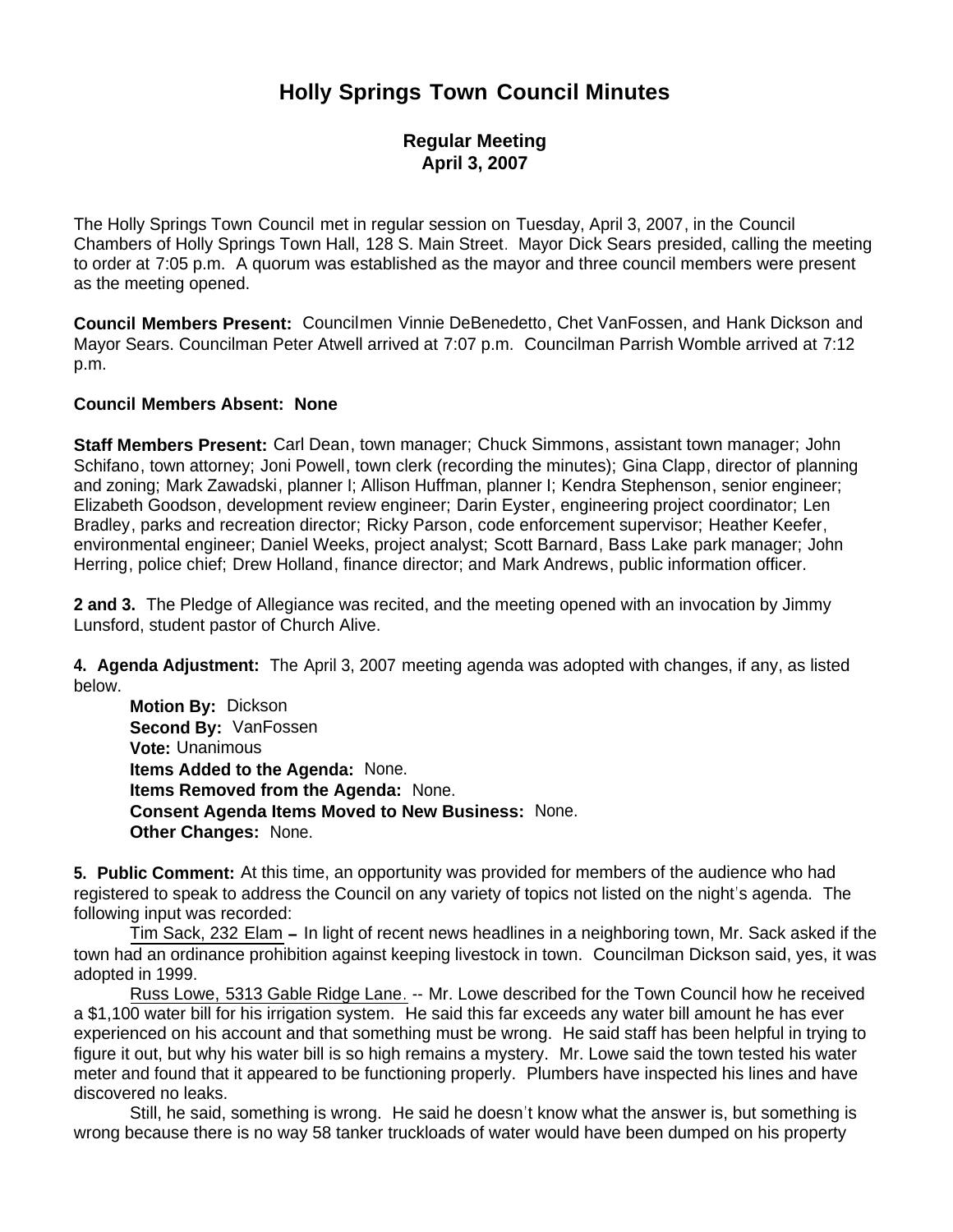# Holly Springs Town Council Minutes

## Regular Meeting
## April 3, 2007

The Holly Springs Town Council met in regular session on Tuesday, April 3, 2007, in the Council Chambers of Holly Springs Town Hall, 128 S. Main Street. Mayor Dick Sears presided, calling the meeting to order at 7:05 p.m. A quorum was established as the mayor and three council members were present as the meeting opened.

**Council Members Present:** Councilmen Vinnie DeBenedetto, Chet VanFossen, and Hank Dickson and Mayor Sears. Councilman Peter Atwell arrived at 7:07 p.m. Councilman Parrish Womble arrived at 7:12 p.m.

**Council Members Absent: None**

**Staff Members Present:** Carl Dean, town manager; Chuck Simmons, assistant town manager; John Schifano, town attorney; Joni Powell, town clerk (recording the minutes); Gina Clapp, director of planning and zoning; Mark Zawadski, planner I; Allison Huffman, planner I; Kendra Stephenson, senior engineer; Elizabeth Goodson, development review engineer; Darin Eyster, engineering project coordinator; Len Bradley, parks and recreation director; Ricky Parson, code enforcement supervisor; Heather Keefer, environmental engineer; Daniel Weeks, project analyst; Scott Barnard, Bass Lake park manager; John Herring, police chief; Drew Holland, finance director; and Mark Andrews, public information officer.

**2 and 3.** The Pledge of Allegiance was recited, and the meeting opened with an invocation by Jimmy Lunsford, student pastor of Church Alive.

**4. Agenda Adjustment:** The April 3, 2007 meeting agenda was adopted with changes, if any, as listed below.

**Motion By:** Dickson
**Second By:** VanFossen
**Vote:** Unanimous
**Items Added to the Agenda:** None.
**Items Removed from the Agenda:** None.
**Consent Agenda Items Moved to New Business:** None.
**Other Changes:** None.

**5. Public Comment:** At this time, an opportunity was provided for members of the audience who had registered to speak to address the Council on any variety of topics not listed on the night's agenda. The following input was recorded:

Tim Sack, 232 Elam – In light of recent news headlines in a neighboring town, Mr. Sack asked if the town had an ordinance prohibition against keeping livestock in town. Councilman Dickson said, yes, it was adopted in 1999.

Russ Lowe, 5313 Gable Ridge Lane. -- Mr. Lowe described for the Town Council how he received a $1,100 water bill for his irrigation system. He said this far exceeds any water bill amount he has ever experienced on his account and that something must be wrong. He said staff has been helpful in trying to figure it out, but why his water bill is so high remains a mystery. Mr. Lowe said the town tested his water meter and found that it appeared to be functioning properly. Plumbers have inspected his lines and have discovered no leaks.

Still, he said, something is wrong. He said he doesn't know what the answer is, but something is wrong because there is no way 58 tanker truckloads of water would have been dumped on his property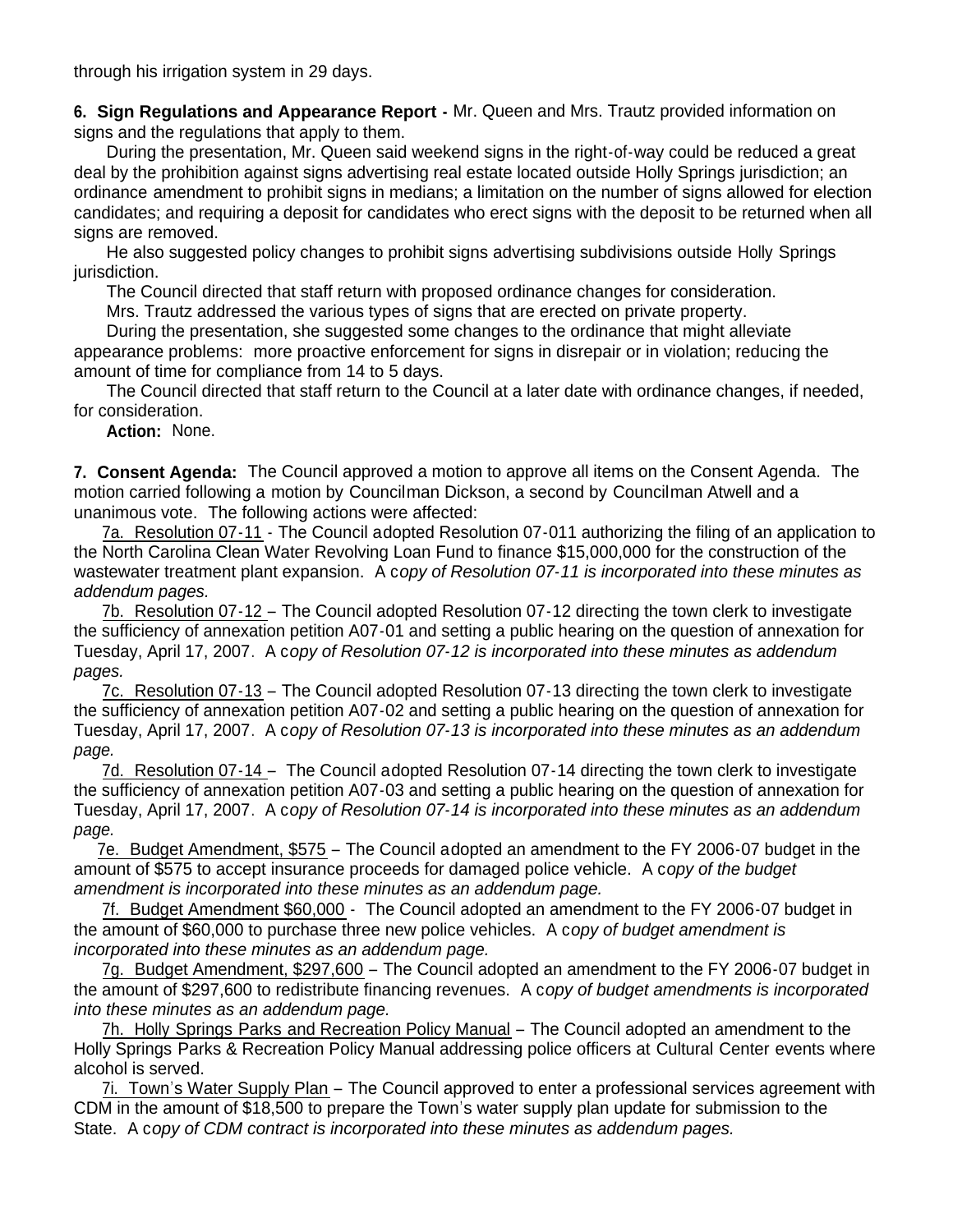through his irrigation system in 29 days.

**6. Sign Regulations and Appearance Report -** Mr. Queen and Mrs. Trautz provided information on signs and the regulations that apply to them.

During the presentation, Mr. Queen said weekend signs in the right-of-way could be reduced a great deal by the prohibition against signs advertising real estate located outside Holly Springs jurisdiction; an ordinance amendment to prohibit signs in medians; a limitation on the number of signs allowed for election candidates; and requiring a deposit for candidates who erect signs with the deposit to be returned when all signs are removed.

He also suggested policy changes to prohibit signs advertising subdivisions outside Holly Springs jurisdiction.

The Council directed that staff return with proposed ordinance changes for consideration.

Mrs. Trautz addressed the various types of signs that are erected on private property.

During the presentation, she suggested some changes to the ordinance that might alleviate appearance problems: more proactive enforcement for signs in disrepair or in violation; reducing the amount of time for compliance from 14 to 5 days.

The Council directed that staff return to the Council at a later date with ordinance changes, if needed, for consideration.

**Action:** None.

**7. Consent Agenda:** The Council approved a motion to approve all items on the Consent Agenda. The motion carried following a motion by Councilman Dickson, a second by Councilman Atwell and a unanimous vote. The following actions were affected:

7a. Resolution 07-11 - The Council adopted Resolution 07-011 authorizing the filing of an application to the North Carolina Clean Water Revolving Loan Fund to finance $15,000,000 for the construction of the wastewater treatment plant expansion. A c*opy of Resolution 07-11 is incorporated into these minutes as addendum pages.*

7b. Resolution 07-12 – The Council adopted Resolution 07-12 directing the town clerk to investigate the sufficiency of annexation petition A07-01 and setting a public hearing on the question of annexation for Tuesday, April 17, 2007. A c*opy of Resolution 07-12 is incorporated into these minutes as addendum pages.*

7c. Resolution 07-13 – The Council adopted Resolution 07-13 directing the town clerk to investigate the sufficiency of annexation petition A07-02 and setting a public hearing on the question of annexation for Tuesday, April 17, 2007. A c*opy of Resolution 07-13 is incorporated into these minutes as an addendum page.*

7d. Resolution 07-14 – The Council adopted Resolution 07-14 directing the town clerk to investigate the sufficiency of annexation petition A07-03 and setting a public hearing on the question of annexation for Tuesday, April 17, 2007. A c*opy of Resolution 07-14 is incorporated into these minutes as an addendum page.*

7e. Budget Amendment, $575 – The Council adopted an amendment to the FY 2006-07 budget in the amount of $575 to accept insurance proceeds for damaged police vehicle. A c*opy of the budget amendment is incorporated into these minutes as an addendum page.*

7f. Budget Amendment $60,000 - The Council adopted an amendment to the FY 2006-07 budget in the amount of $60,000 to purchase three new police vehicles. A c*opy of budget amendment is incorporated into these minutes as an addendum page.*

7g. Budget Amendment, $297,600 – The Council adopted an amendment to the FY 2006-07 budget in the amount of $297,600 to redistribute financing revenues. A c*opy of budget amendments is incorporated into these minutes as an addendum page.*

7h. Holly Springs Parks and Recreation Policy Manual – The Council adopted an amendment to the Holly Springs Parks & Recreation Policy Manual addressing police officers at Cultural Center events where alcohol is served.

7i. Town's Water Supply Plan – The Council approved to enter a professional services agreement with CDM in the amount of $18,500 to prepare the Town's water supply plan update for submission to the State. A c*opy of CDM contract is incorporated into these minutes as addendum pages.*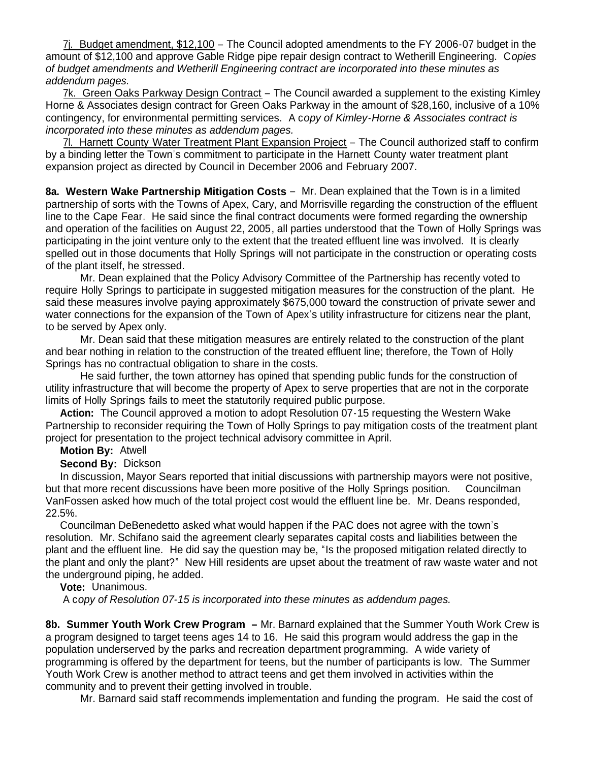7j. Budget amendment, $12,100 – The Council adopted amendments to the FY 2006-07 budget in the amount of $12,100 and approve Gable Ridge pipe repair design contract to Wetherill Engineering. *Copies of budget amendments and Wetherill Engineering contract are incorporated into these minutes as addendum pages.*

7k. Green Oaks Parkway Design Contract – The Council awarded a supplement to the existing Kimley Horne & Associates design contract for Green Oaks Parkway in the amount of $28,160, inclusive of a 10% contingency, for environmental permitting services. A c*opy of Kimley-Horne & Associates contract is incorporated into these minutes as addendum pages.*

7l. Harnett County Water Treatment Plant Expansion Project – The Council authorized staff to confirm by a binding letter the Town's commitment to participate in the Harnett County water treatment plant expansion project as directed by Council in December 2006 and February 2007.

**8a. Western Wake Partnership Mitigation Costs** – Mr. Dean explained that the Town is in a limited partnership of sorts with the Towns of Apex, Cary, and Morrisville regarding the construction of the effluent line to the Cape Fear. He said since the final contract documents were formed regarding the ownership and operation of the facilities on August 22, 2005, all parties understood that the Town of Holly Springs was participating in the joint venture only to the extent that the treated effluent line was involved. It is clearly spelled out in those documents that Holly Springs will not participate in the construction or operating costs of the plant itself, he stressed.

Mr. Dean explained that the Policy Advisory Committee of the Partnership has recently voted to require Holly Springs to participate in suggested mitigation measures for the construction of the plant. He said these measures involve paying approximately $675,000 toward the construction of private sewer and water connections for the expansion of the Town of Apex's utility infrastructure for citizens near the plant, to be served by Apex only.

Mr. Dean said that these mitigation measures are entirely related to the construction of the plant and bear nothing in relation to the construction of the treated effluent line; therefore, the Town of Holly Springs has no contractual obligation to share in the costs.

He said further, the town attorney has opined that spending public funds for the construction of utility infrastructure that will become the property of Apex to serve properties that are not in the corporate limits of Holly Springs fails to meet the statutorily required public purpose.

**Action:** The Council approved a motion to adopt Resolution 07-15 requesting the Western Wake Partnership to reconsider requiring the Town of Holly Springs to pay mitigation costs of the treatment plant project for presentation to the project technical advisory committee in April.

**Motion By:** Atwell

**Second By:** Dickson

In discussion, Mayor Sears reported that initial discussions with partnership mayors were not positive, but that more recent discussions have been more positive of the Holly Springs position. Councilman VanFossen asked how much of the total project cost would the effluent line be. Mr. Deans responded, 22.5%.

Councilman DeBenedetto asked what would happen if the PAC does not agree with the town's resolution. Mr. Schifano said the agreement clearly separates capital costs and liabilities between the plant and the effluent line. He did say the question may be, "Is the proposed mitigation related directly to the plant and only the plant?" New Hill residents are upset about the treatment of raw waste water and not the underground piping, he added.

**Vote:** Unanimous.

A c*opy of Resolution 07-15 is incorporated into these minutes as addendum pages.*

**8b. Summer Youth Work Crew Program –** Mr. Barnard explained that the Summer Youth Work Crew is a program designed to target teens ages 14 to 16. He said this program would address the gap in the population underserved by the parks and recreation department programming. A wide variety of programming is offered by the department for teens, but the number of participants is low. The Summer Youth Work Crew is another method to attract teens and get them involved in activities within the community and to prevent their getting involved in trouble.

Mr. Barnard said staff recommends implementation and funding the program. He said the cost of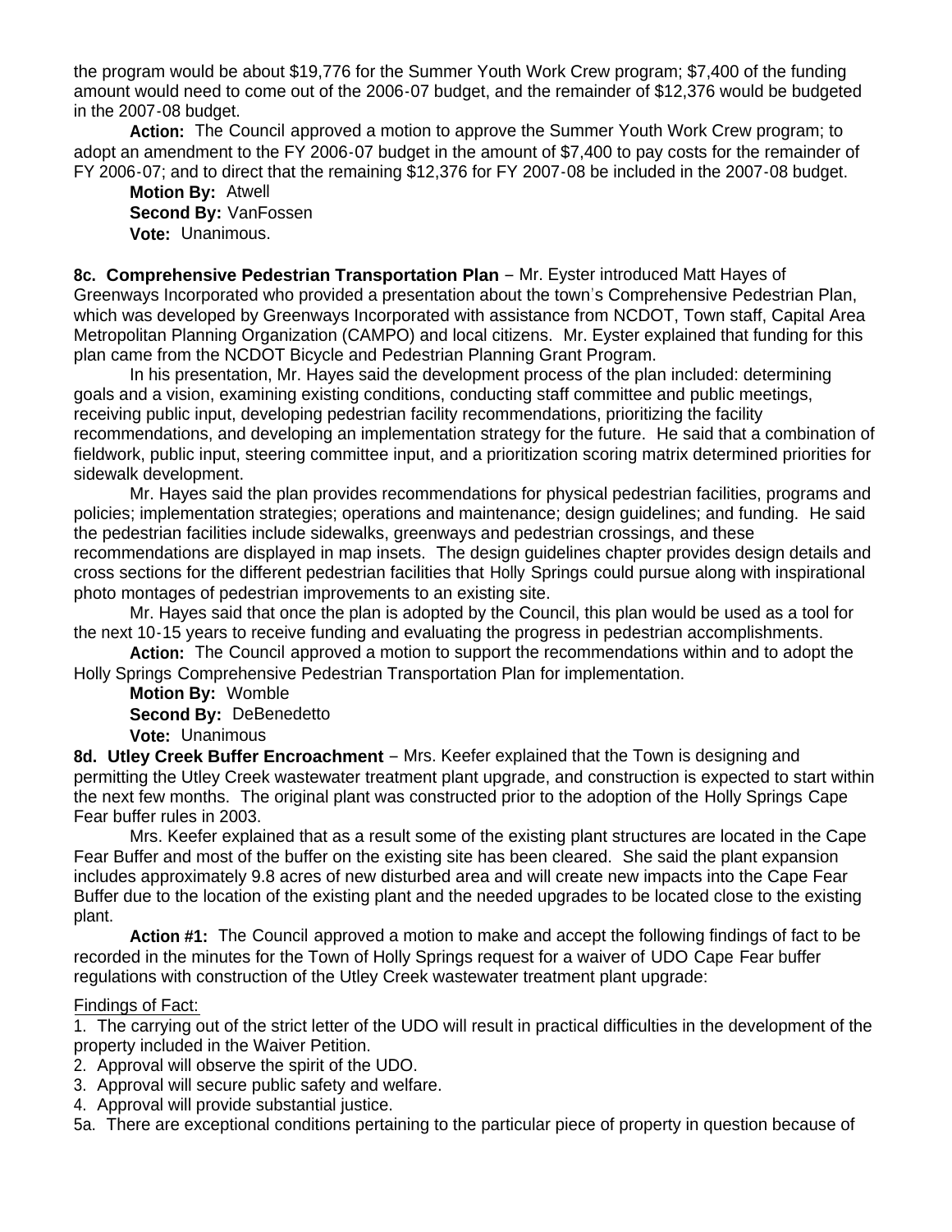the program would be about $19,776 for the Summer Youth Work Crew program; $7,400 of the funding amount would need to come out of the 2006-07 budget, and the remainder of $12,376 would be budgeted in the 2007-08 budget.

**Action:** The Council approved a motion to approve the Summer Youth Work Crew program; to adopt an amendment to the FY 2006-07 budget in the amount of $7,400 to pay costs for the remainder of FY 2006-07; and to direct that the remaining $12,376 for FY 2007-08 be included in the 2007-08 budget.

**Motion By:** Atwell
**Second By:** VanFossen
**Vote:** Unanimous.

**8c. Comprehensive Pedestrian Transportation Plan** – Mr. Eyster introduced Matt Hayes of Greenways Incorporated who provided a presentation about the town's Comprehensive Pedestrian Plan, which was developed by Greenways Incorporated with assistance from NCDOT, Town staff, Capital Area Metropolitan Planning Organization (CAMPO) and local citizens. Mr. Eyster explained that funding for this plan came from the NCDOT Bicycle and Pedestrian Planning Grant Program.

In his presentation, Mr. Hayes said the development process of the plan included: determining goals and a vision, examining existing conditions, conducting staff committee and public meetings, receiving public input, developing pedestrian facility recommendations, prioritizing the facility recommendations, and developing an implementation strategy for the future. He said that a combination of fieldwork, public input, steering committee input, and a prioritization scoring matrix determined priorities for sidewalk development.

Mr. Hayes said the plan provides recommendations for physical pedestrian facilities, programs and policies; implementation strategies; operations and maintenance; design guidelines; and funding. He said the pedestrian facilities include sidewalks, greenways and pedestrian crossings, and these recommendations are displayed in map insets. The design guidelines chapter provides design details and cross sections for the different pedestrian facilities that Holly Springs could pursue along with inspirational photo montages of pedestrian improvements to an existing site.

Mr. Hayes said that once the plan is adopted by the Council, this plan would be used as a tool for the next 10-15 years to receive funding and evaluating the progress in pedestrian accomplishments.

**Action:** The Council approved a motion to support the recommendations within and to adopt the Holly Springs Comprehensive Pedestrian Transportation Plan for implementation.

**Motion By:** Womble
**Second By:** DeBenedetto
**Vote:** Unanimous

**8d. Utley Creek Buffer Encroachment** – Mrs. Keefer explained that the Town is designing and permitting the Utley Creek wastewater treatment plant upgrade, and construction is expected to start within the next few months. The original plant was constructed prior to the adoption of the Holly Springs Cape Fear buffer rules in 2003.

Mrs. Keefer explained that as a result some of the existing plant structures are located in the Cape Fear Buffer and most of the buffer on the existing site has been cleared. She said the plant expansion includes approximately 9.8 acres of new disturbed area and will create new impacts into the Cape Fear Buffer due to the location of the existing plant and the needed upgrades to be located close to the existing plant.

**Action #1:** The Council approved a motion to make and accept the following findings of fact to be recorded in the minutes for the Town of Holly Springs request for a waiver of UDO Cape Fear buffer regulations with construction of the Utley Creek wastewater treatment plant upgrade:

Findings of Fact:

1. The carrying out of the strict letter of the UDO will result in practical difficulties in the development of the property included in the Waiver Petition.
2. Approval will observe the spirit of the UDO.
3. Approval will secure public safety and welfare.
4. Approval will provide substantial justice.

5a. There are exceptional conditions pertaining to the particular piece of property in question because of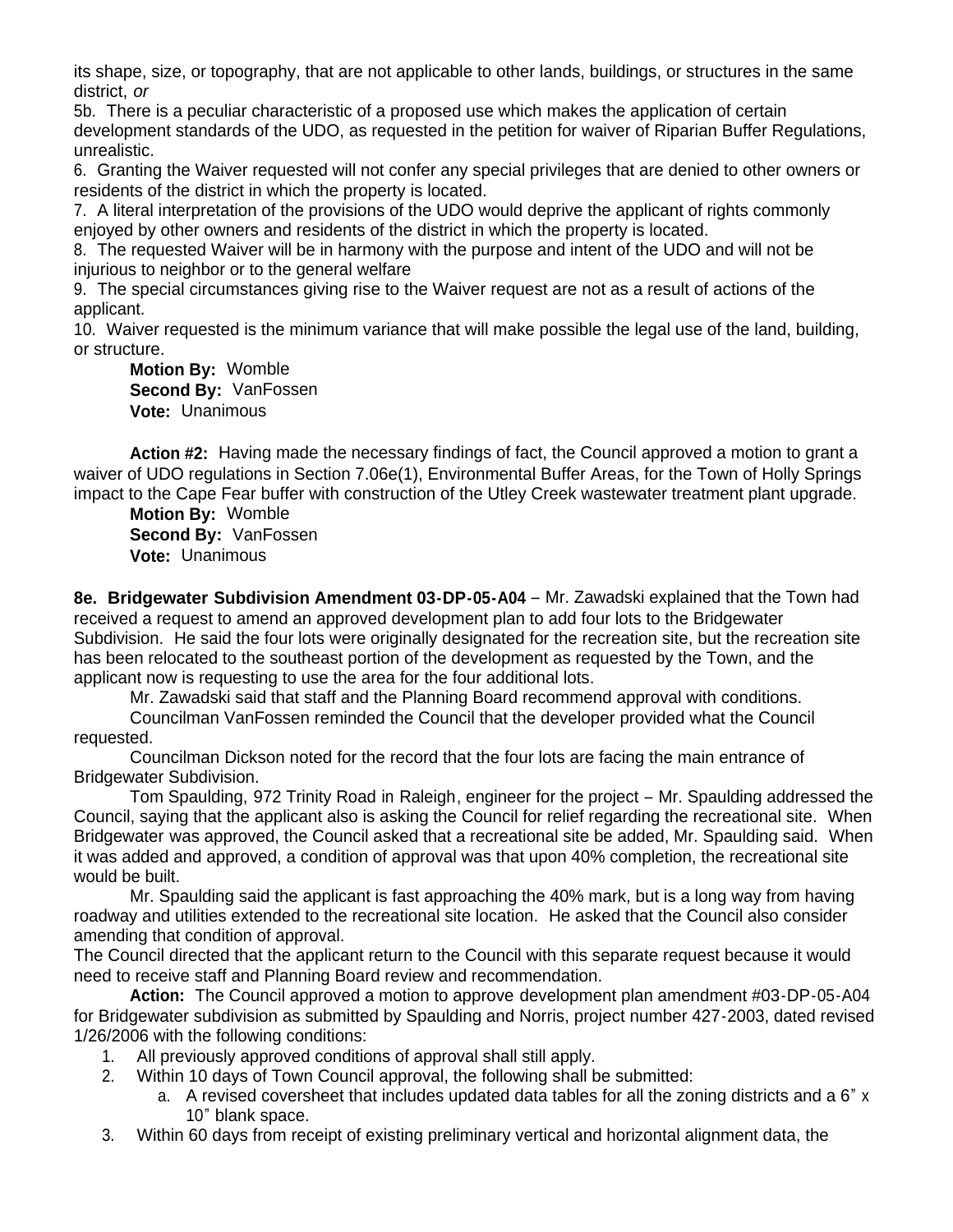its shape, size, or topography, that are not applicable to other lands, buildings, or structures in the same district, *or*

5b. There is a peculiar characteristic of a proposed use which makes the application of certain development standards of the UDO, as requested in the petition for waiver of Riparian Buffer Regulations, unrealistic.

6. Granting the Waiver requested will not confer any special privileges that are denied to other owners or residents of the district in which the property is located.

7. A literal interpretation of the provisions of the UDO would deprive the applicant of rights commonly enjoyed by other owners and residents of the district in which the property is located.

8. The requested Waiver will be in harmony with the purpose and intent of the UDO and will not be injurious to neighbor or to the general welfare

9. The special circumstances giving rise to the Waiver request are not as a result of actions of the applicant.

10. Waiver requested is the minimum variance that will make possible the legal use of the land, building, or structure.

**Motion By:** Womble
**Second By:** VanFossen
**Vote:** Unanimous

**Action #2:** Having made the necessary findings of fact, the Council approved a motion to grant a waiver of UDO regulations in Section 7.06e(1), Environmental Buffer Areas, for the Town of Holly Springs impact to the Cape Fear buffer with construction of the Utley Creek wastewater treatment plant upgrade.

**Motion By:** Womble
**Second By:** VanFossen
**Vote:** Unanimous

**8e. Bridgewater Subdivision Amendment 03-DP-05-A04** – Mr. Zawadski explained that the Town had received a request to amend an approved development plan to add four lots to the Bridgewater Subdivision. He said the four lots were originally designated for the recreation site, but the recreation site has been relocated to the southeast portion of the development as requested by the Town, and the applicant now is requesting to use the area for the four additional lots.

Mr. Zawadski said that staff and the Planning Board recommend approval with conditions.

Councilman VanFossen reminded the Council that the developer provided what the Council requested.

Councilman Dickson noted for the record that the four lots are facing the main entrance of Bridgewater Subdivision.

Tom Spaulding, 972 Trinity Road in Raleigh, engineer for the project – Mr. Spaulding addressed the Council, saying that the applicant also is asking the Council for relief regarding the recreational site. When Bridgewater was approved, the Council asked that a recreational site be added, Mr. Spaulding said. When it was added and approved, a condition of approval was that upon 40% completion, the recreational site would be built.

Mr. Spaulding said the applicant is fast approaching the 40% mark, but is a long way from having roadway and utilities extended to the recreational site location. He asked that the Council also consider amending that condition of approval.

The Council directed that the applicant return to the Council with this separate request because it would need to receive staff and Planning Board review and recommendation.

**Action:** The Council approved a motion to approve development plan amendment #03-DP-05-A04 for Bridgewater subdivision as submitted by Spaulding and Norris, project number 427-2003, dated revised 1/26/2006 with the following conditions:

1. All previously approved conditions of approval shall still apply.
2. Within 10 days of Town Council approval, the following shall be submitted:
   a. A revised coversheet that includes updated data tables for all the zoning districts and a 6" x 10" blank space.
3. Within 60 days from receipt of existing preliminary vertical and horizontal alignment data, the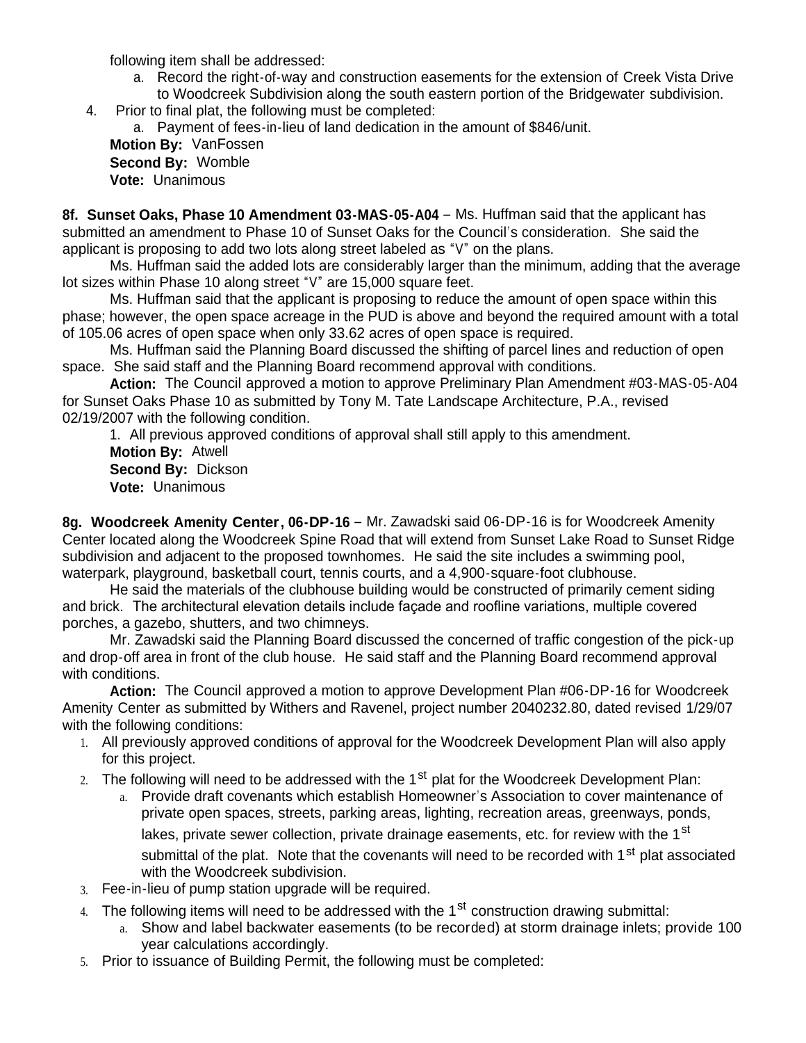following item shall be addressed:

   a. Record the right-of-way and construction easements for the extension of Creek Vista Drive to Woodcreek Subdivision along the south eastern portion of the Bridgewater subdivision.

4. Prior to final plat, the following must be completed:

   a. Payment of fees-in-lieu of land dedication in the amount of $846/unit.

**Motion By:** VanFossen
**Second By:** Womble
**Vote:** Unanimous

**8f. Sunset Oaks, Phase 10 Amendment 03-MAS-05-A04** – Ms. Huffman said that the applicant has submitted an amendment to Phase 10 of Sunset Oaks for the Council's consideration. She said the applicant is proposing to add two lots along street labeled as "V" on the plans.

Ms. Huffman said the added lots are considerably larger than the minimum, adding that the average lot sizes within Phase 10 along street "V" are 15,000 square feet.

Ms. Huffman said that the applicant is proposing to reduce the amount of open space within this phase; however, the open space acreage in the PUD is above and beyond the required amount with a total of 105.06 acres of open space when only 33.62 acres of open space is required.

Ms. Huffman said the Planning Board discussed the shifting of parcel lines and reduction of open space. She said staff and the Planning Board recommend approval with conditions.

**Action:** The Council approved a motion to approve Preliminary Plan Amendment #03-MAS-05-A04 for Sunset Oaks Phase 10 as submitted by Tony M. Tate Landscape Architecture, P.A., revised 02/19/2007 with the following condition.

1. All previous approved conditions of approval shall still apply to this amendment.

**Motion By:** Atwell
**Second By:** Dickson
**Vote:** Unanimous

**8g. Woodcreek Amenity Center, 06-DP-16** – Mr. Zawadski said 06-DP-16 is for Woodcreek Amenity Center located along the Woodcreek Spine Road that will extend from Sunset Lake Road to Sunset Ridge subdivision and adjacent to the proposed townhomes. He said the site includes a swimming pool, waterpark, playground, basketball court, tennis courts, and a 4,900-square-foot clubhouse.

He said the materials of the clubhouse building would be constructed of primarily cement siding and brick. The architectural elevation details include façade and roofline variations, multiple covered porches, a gazebo, shutters, and two chimneys.

Mr. Zawadski said the Planning Board discussed the concerned of traffic congestion of the pick-up and drop-off area in front of the club house. He said staff and the Planning Board recommend approval with conditions.

**Action:** The Council approved a motion to approve Development Plan #06-DP-16 for Woodcreek Amenity Center as submitted by Withers and Ravenel, project number 2040232.80, dated revised 1/29/07 with the following conditions:

1. All previously approved conditions of approval for the Woodcreek Development Plan will also apply for this project.
2. The following will need to be addressed with the 1st plat for the Woodcreek Development Plan:
   a. Provide draft covenants which establish Homeowner's Association to cover maintenance of private open spaces, streets, parking areas, lighting, recreation areas, greenways, ponds, lakes, private sewer collection, private drainage easements, etc. for review with the 1st submittal of the plat. Note that the covenants will need to be recorded with 1st plat associated with the Woodcreek subdivision.
3. Fee-in-lieu of pump station upgrade will be required.
4. The following items will need to be addressed with the 1st construction drawing submittal:
   a. Show and label backwater easements (to be recorded) at storm drainage inlets; provide 100 year calculations accordingly.
5. Prior to issuance of Building Permit, the following must be completed: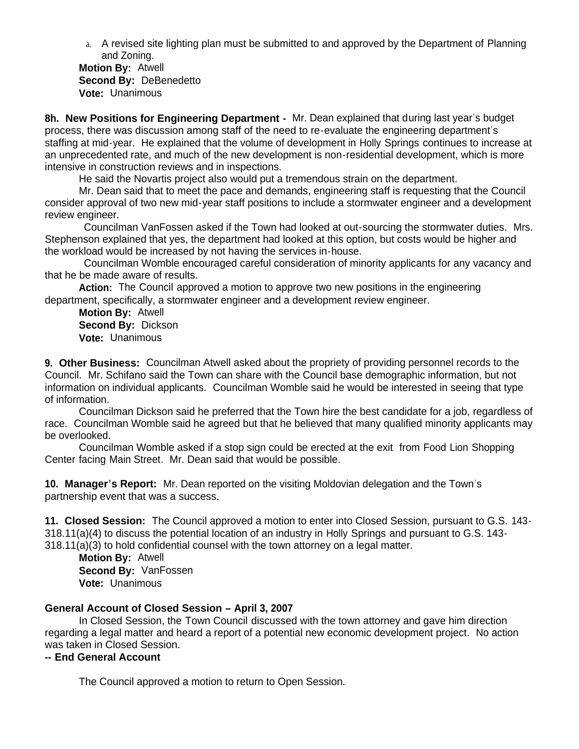a. A revised site lighting plan must be submitted to and approved by the Department of Planning and Zoning.

**Motion By:** Atwell
**Second By:** DeBenedetto
**Vote:** Unanimous

**8h. New Positions for Engineering Department -** Mr. Dean explained that during last year's budget process, there was discussion among staff of the need to re-evaluate the engineering department's staffing at mid-year. He explained that the volume of development in Holly Springs continues to increase at an unprecedented rate, and much of the new development is non-residential development, which is more intensive in construction reviews and in inspections.

He said the Novartis project also would put a tremendous strain on the department.

Mr. Dean said that to meet the pace and demands, engineering staff is requesting that the Council consider approval of two new mid-year staff positions to include a stormwater engineer and a development review engineer.

Councilman VanFossen asked if the Town had looked at out-sourcing the stormwater duties. Mrs. Stephenson explained that yes, the department had looked at this option, but costs would be higher and the workload would be increased by not having the services in-house.

Councilman Womble encouraged careful consideration of minority applicants for any vacancy and that he be made aware of results.

**Action:** The Council approved a motion to approve two new positions in the engineering department, specifically, a stormwater engineer and a development review engineer.

**Motion By:** Atwell
**Second By:** Dickson
**Vote:** Unanimous

**9. Other Business:** Councilman Atwell asked about the propriety of providing personnel records to the Council. Mr. Schifano said the Town can share with the Council base demographic information, but not information on individual applicants. Councilman Womble said he would be interested in seeing that type of information.

Councilman Dickson said he preferred that the Town hire the best candidate for a job, regardless of race. Councilman Womble said he agreed but that he believed that many qualified minority applicants may be overlooked.

Councilman Womble asked if a stop sign could be erected at the exit from Food Lion Shopping Center facing Main Street. Mr. Dean said that would be possible.

**10. Manager's Report:** Mr. Dean reported on the visiting Moldovian delegation and the Town's partnership event that was a success.

**11. Closed Session:** The Council approved a motion to enter into Closed Session, pursuant to G.S. 143-318.11(a)(4) to discuss the potential location of an industry in Holly Springs and pursuant to G.S. 143-318.11(a)(3) to hold confidential counsel with the town attorney on a legal matter.

**Motion By:** Atwell
**Second By:** VanFossen
**Vote:** Unanimous

**General Account of Closed Session – April 3, 2007**

In Closed Session, the Town Council discussed with the town attorney and gave him direction regarding a legal matter and heard a report of a potential new economic development project. No action was taken in Closed Session.

**-- End General Account**

The Council approved a motion to return to Open Session.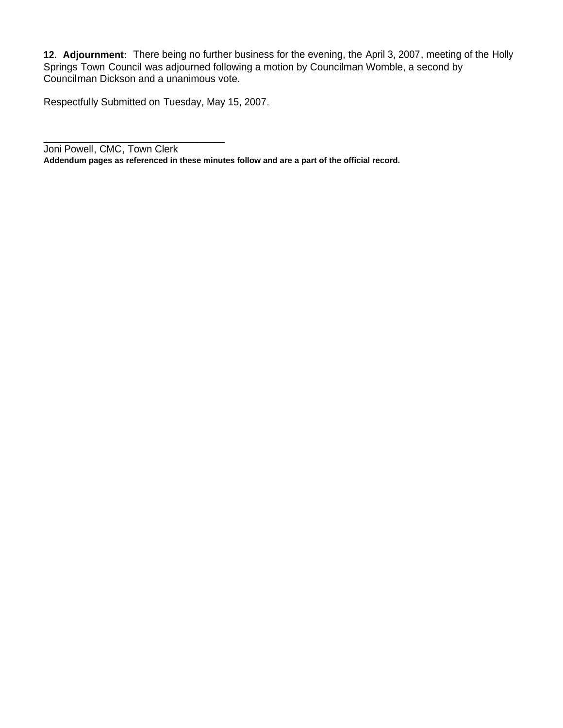**12. Adjournment:** There being no further business for the evening, the April 3, 2007, meeting of the Holly Springs Town Council was adjourned following a motion by Councilman Womble, a second by Councilman Dickson and a unanimous vote.

Respectfully Submitted on Tuesday, May 15, 2007.

_________________________________

Joni Powell, CMC, Town Clerk

**Addendum pages as referenced in these minutes follow and are a part of the official record.**